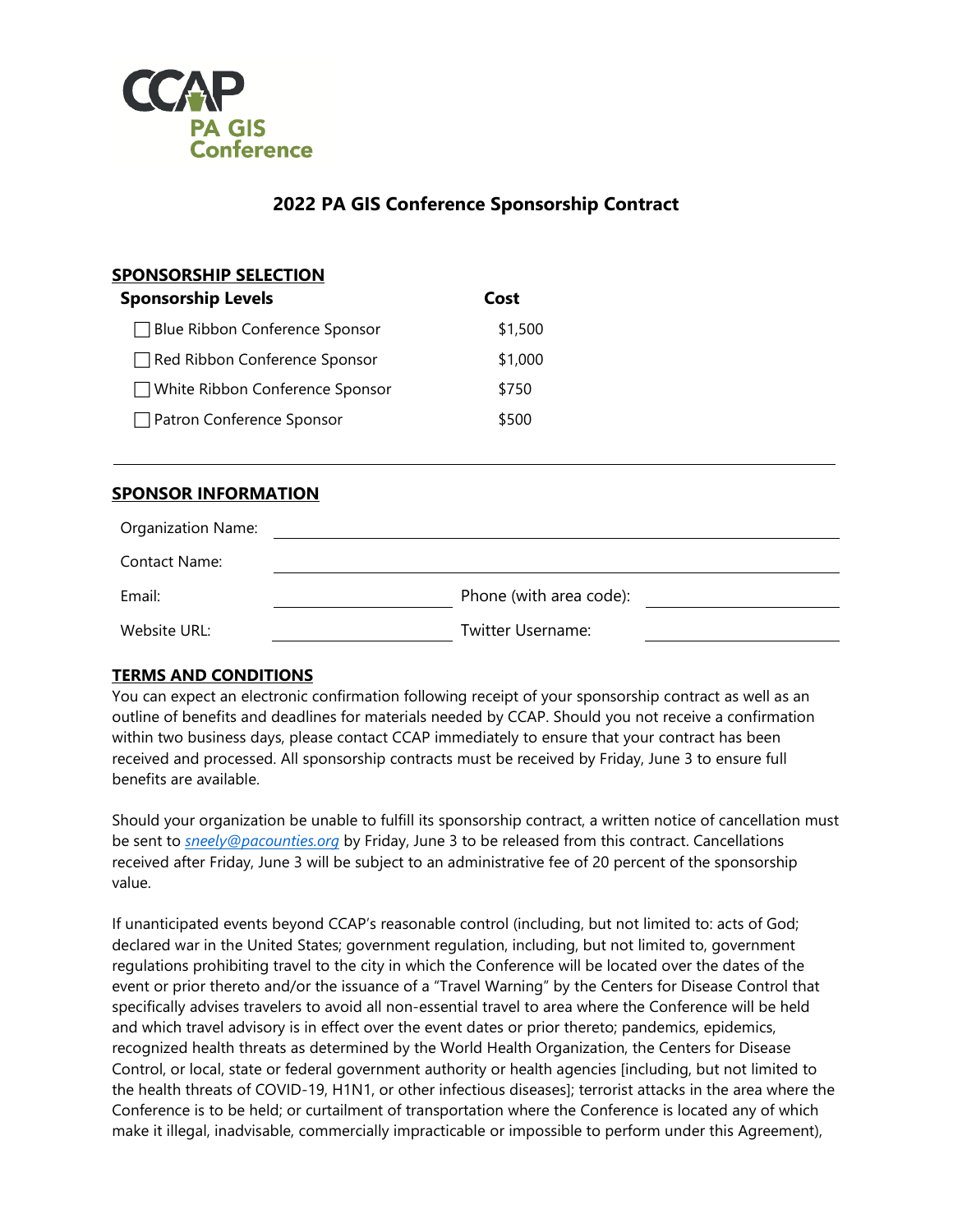CCAP PA GIS Conference

# 2022 PA GIS Conference Sponsorship Contract

## SPONSORSHIP SELECTION

| Sponsorship Levels | Cost |
|---|---|
| ☐ Blue Ribbon Conference Sponsor | $1,500 |
| ☐ Red Ribbon Conference Sponsor | $1,000 |
| ☐ White Ribbon Conference Sponsor | $750 |
| ☐ Patron Conference Sponsor | $500 |

## SPONSOR INFORMATION

Organization Name: ______________________________

Contact Name: ______________________________

Email: ______________ Phone (with area code): ______________

Website URL: ______________ Twitter Username: ______________

## TERMS AND CONDITIONS

You can expect an electronic confirmation following receipt of your sponsorship contract as well as an outline of benefits and deadlines for materials needed by CCAP. Should you not receive a confirmation within two business days, please contact CCAP immediately to ensure that your contract has been received and processed. All sponsorship contracts must be received by Friday, June 3 to ensure full benefits are available.

Should your organization be unable to fulfill its sponsorship contract, a written notice of cancellation must be sent to *sneely@pacounties.org* by Friday, June 3 to be released from this contract. Cancellations received after Friday, June 3 will be subject to an administrative fee of 20 percent of the sponsorship value.

If unanticipated events beyond CCAP's reasonable control (including, but not limited to: acts of God; declared war in the United States; government regulation, including, but not limited to, government regulations prohibiting travel to the city in which the Conference will be located over the dates of the event or prior thereto and/or the issuance of a "Travel Warning" by the Centers for Disease Control that specifically advises travelers to avoid all non-essential travel to area where the Conference will be held and which travel advisory is in effect over the event dates or prior thereto; pandemics, epidemics, recognized health threats as determined by the World Health Organization, the Centers for Disease Control, or local, state or federal government authority or health agencies [including, but not limited to the health threats of COVID-19, H1N1, or other infectious diseases]; terrorist attacks in the area where the Conference is to be held; or curtailment of transportation where the Conference is located any of which make it illegal, inadvisable, commercially impracticable or impossible to perform under this Agreement),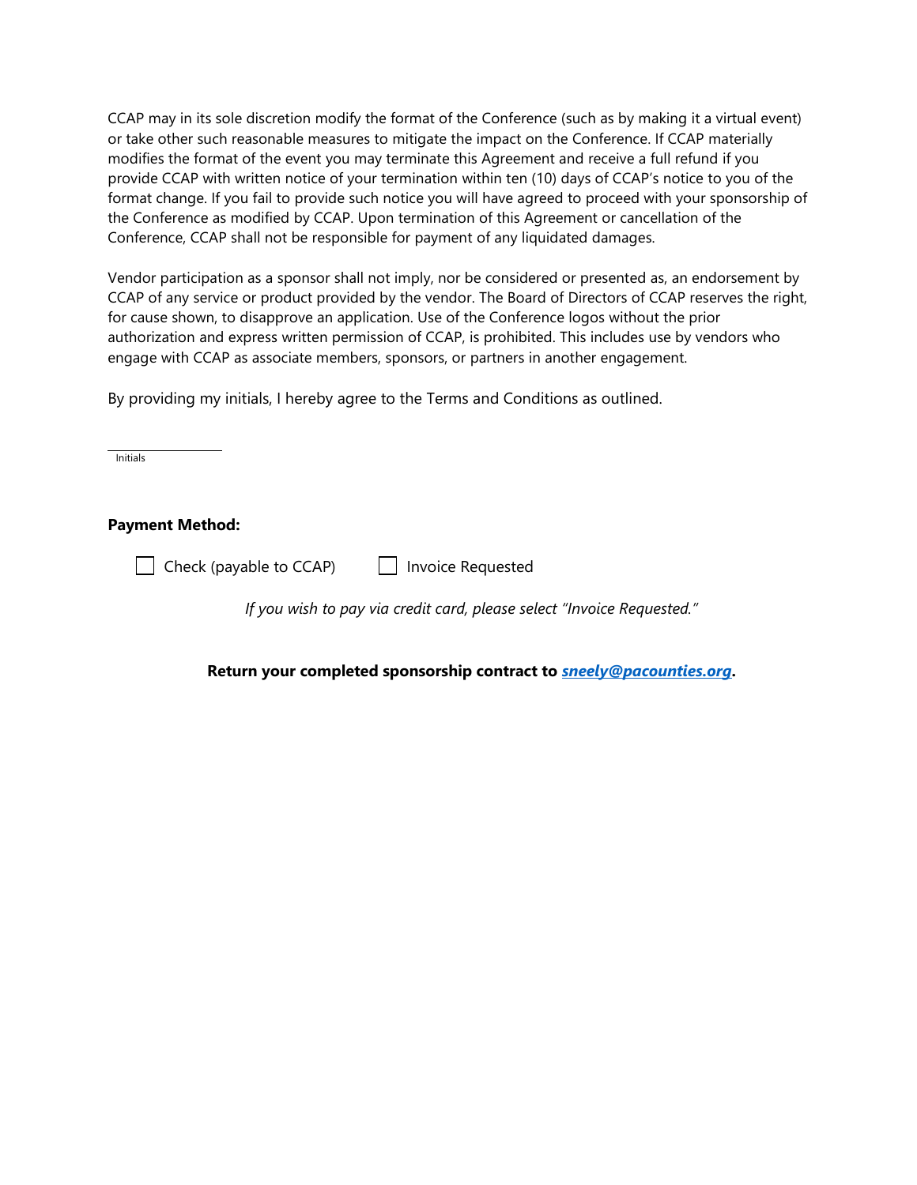CCAP may in its sole discretion modify the format of the Conference (such as by making it a virtual event) or take other such reasonable measures to mitigate the impact on the Conference. If CCAP materially modifies the format of the event you may terminate this Agreement and receive a full refund if you provide CCAP with written notice of your termination within ten (10) days of CCAP's notice to you of the format change. If you fail to provide such notice you will have agreed to proceed with your sponsorship of the Conference as modified by CCAP. Upon termination of this Agreement or cancellation of the Conference, CCAP shall not be responsible for payment of any liquidated damages.

Vendor participation as a sponsor shall not imply, nor be considered or presented as, an endorsement by CCAP of any service or product provided by the vendor. The Board of Directors of CCAP reserves the right, for cause shown, to disapprove an application. Use of the Conference logos without the prior authorization and express written permission of CCAP, is prohibited. This includes use by vendors who engage with CCAP as associate members, sponsors, or partners in another engagement.

By providing my initials, I hereby agree to the Terms and Conditions as outlined.

\_\_\_\_\_\_\_\_\_\_\_\_\_\_\_\_
Initials

**Payment Method:**

☐ Check (payable to CCAP) ☐ Invoice Requested

*If you wish to pay via credit card, please select "Invoice Requested."*

**Return your completed sponsorship contract to *sneely@pacounties.org*.**